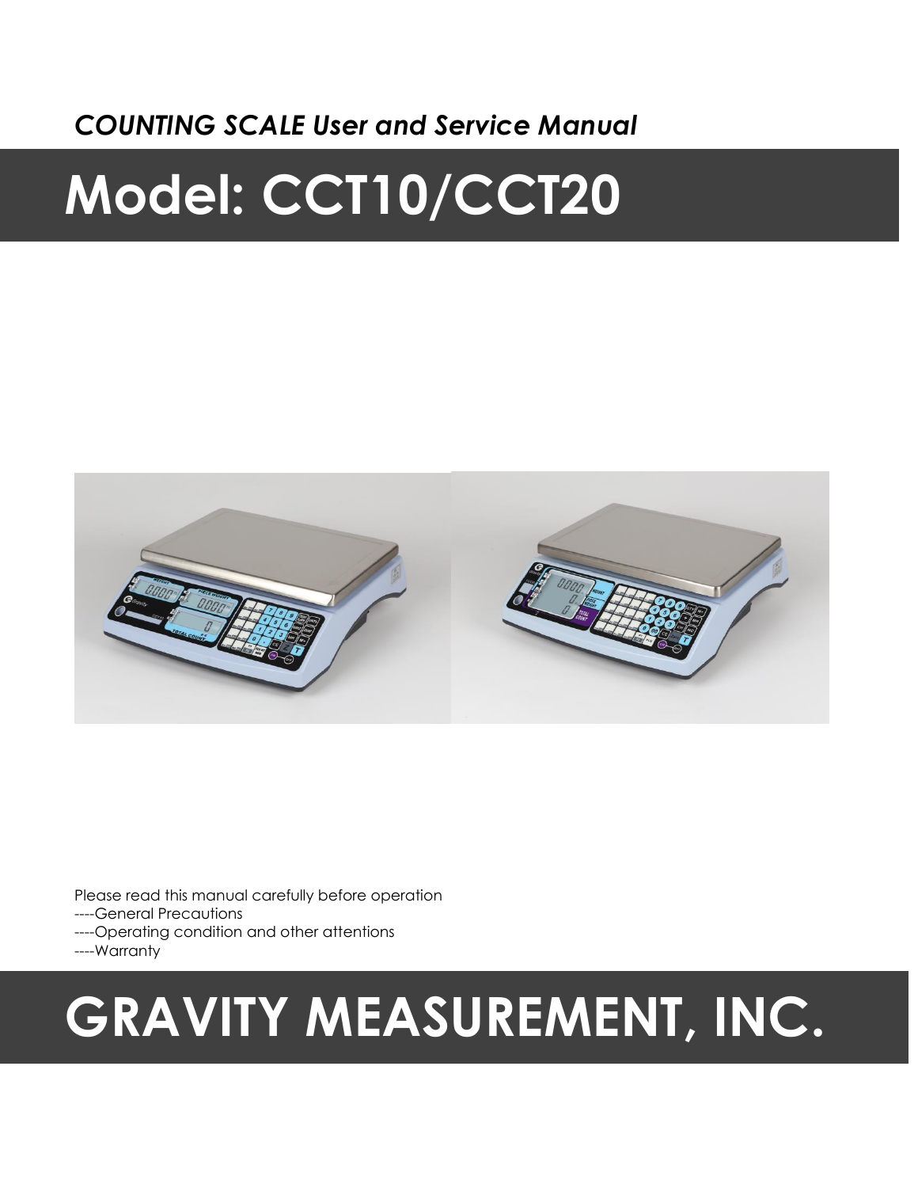*COUNTING SCALE User and Service Manual*

# Model: CCT10/CCT20

Please read this manual carefully before operation

----General Precautions

----Operating condition and other attentions

----Warranty

# GRAVITY MEASUREMENT, INC.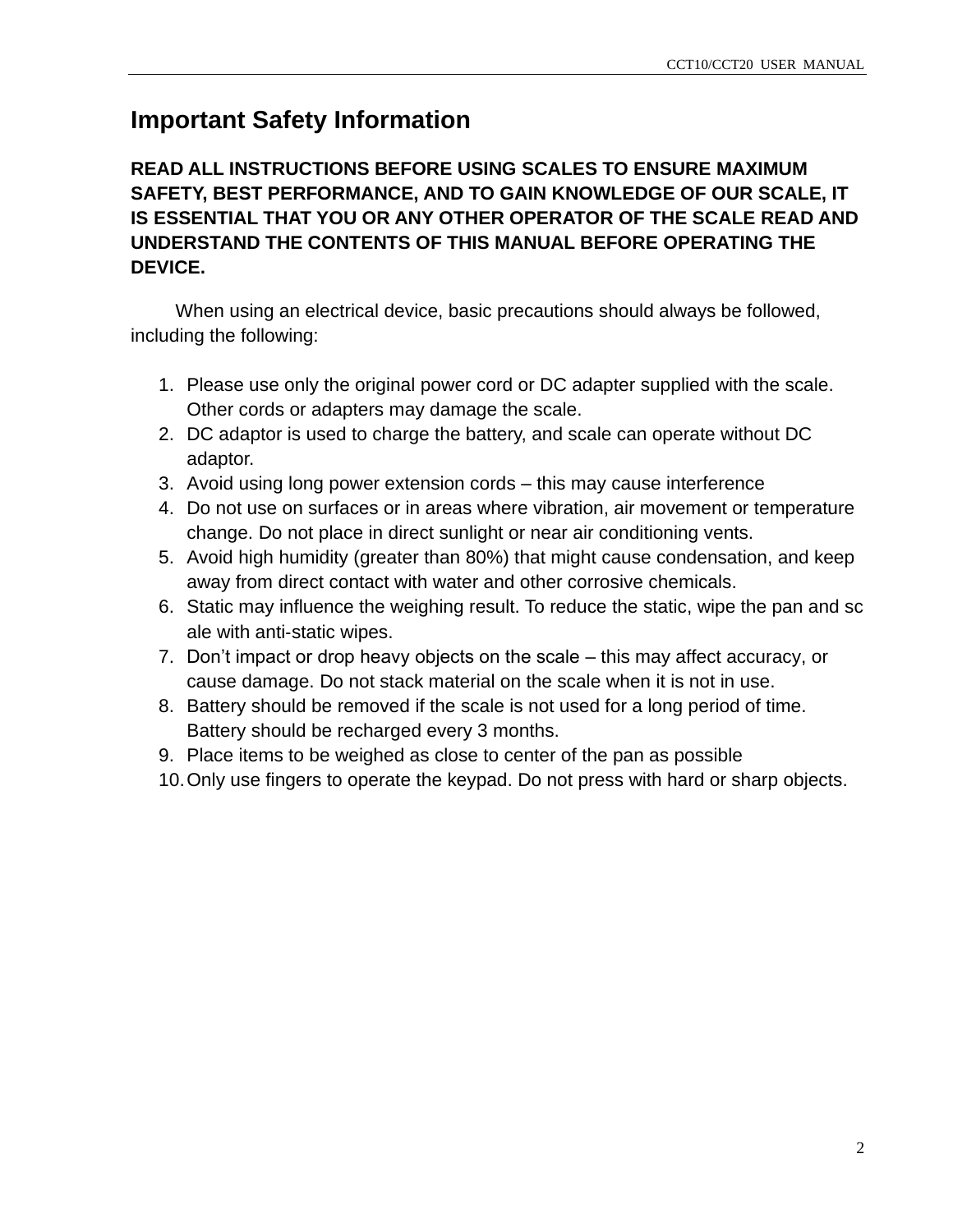# Important Safety Information

**READ ALL INSTRUCTIONS BEFORE USING SCALES TO ENSURE MAXIMUM SAFETY, BEST PERFORMANCE, AND TO GAIN KNOWLEDGE OF OUR SCALE, IT IS ESSENTIAL THAT YOU OR ANY OTHER OPERATOR OF THE SCALE READ AND UNDERSTAND THE CONTENTS OF THIS MANUAL BEFORE OPERATING THE DEVICE.**

When using an electrical device, basic precautions should always be followed, including the following:

1. Please use only the original power cord or DC adapter supplied with the scale. Other cords or adapters may damage the scale.
2. DC adaptor is used to charge the battery, and scale can operate without DC adaptor.
3. Avoid using long power extension cords – this may cause interference
4. Do not use on surfaces or in areas where vibration, air movement or temperature change. Do not place in direct sunlight or near air conditioning vents.
5. Avoid high humidity (greater than 80%) that might cause condensation, and keep away from direct contact with water and other corrosive chemicals.
6. Static may influence the weighing result. To reduce the static, wipe the pan and sc ale with anti-static wipes.
7. Don't impact or drop heavy objects on the scale – this may affect accuracy, or cause damage. Do not stack material on the scale when it is not in use.
8. Battery should be removed if the scale is not used for a long period of time. Battery should be recharged every 3 months.
9. Place items to be weighed as close to center of the pan as possible
10. Only use fingers to operate the keypad. Do not press with hard or sharp objects.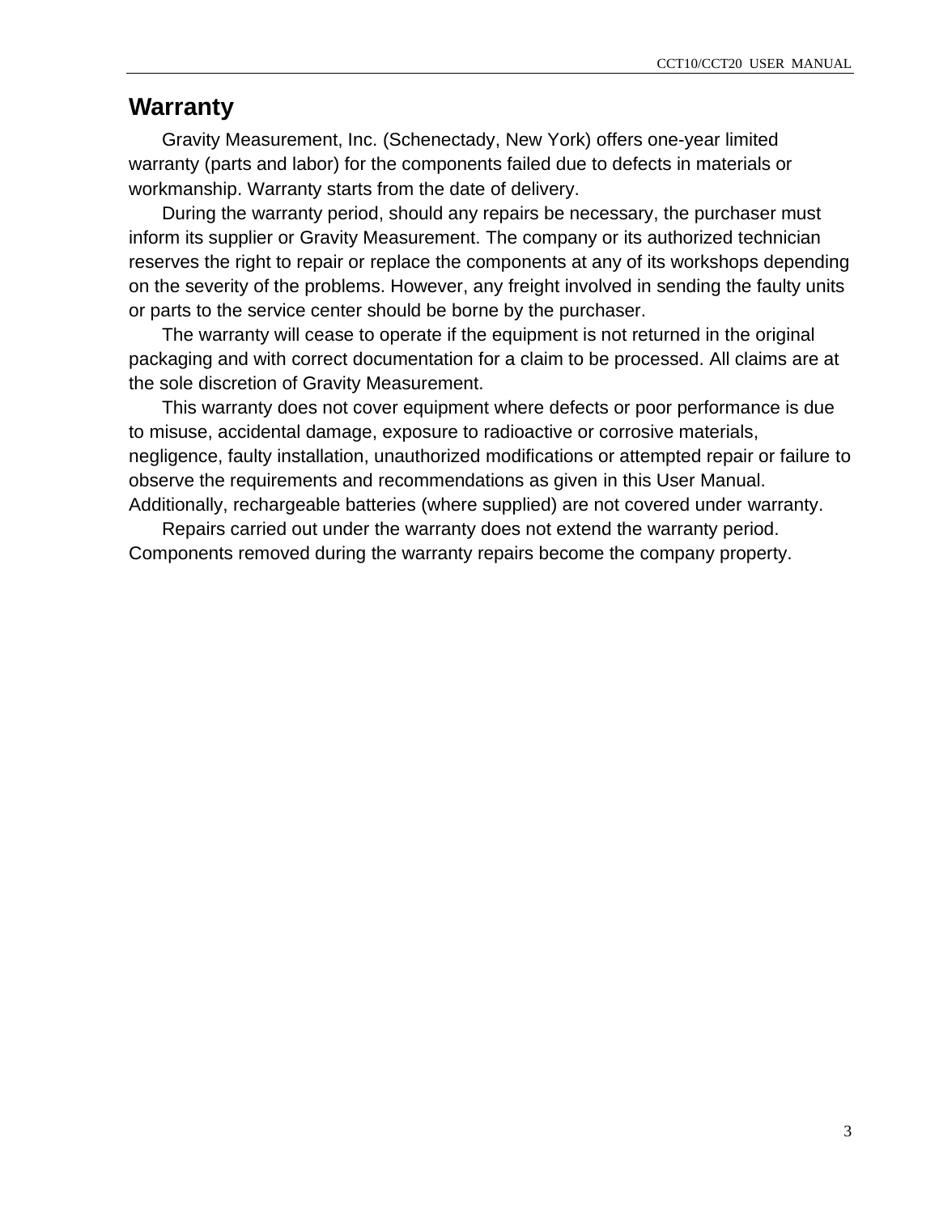# Warranty

Gravity Measurement, Inc. (Schenectady, New York) offers one-year limited warranty (parts and labor) for the components failed due to defects in materials or workmanship. Warranty starts from the date of delivery.

During the warranty period, should any repairs be necessary, the purchaser must inform its supplier or Gravity Measurement. The company or its authorized technician reserves the right to repair or replace the components at any of its workshops depending on the severity of the problems. However, any freight involved in sending the faulty units or parts to the service center should be borne by the purchaser.

The warranty will cease to operate if the equipment is not returned in the original packaging and with correct documentation for a claim to be processed. All claims are at the sole discretion of Gravity Measurement.

This warranty does not cover equipment where defects or poor performance is due to misuse, accidental damage, exposure to radioactive or corrosive materials, negligence, faulty installation, unauthorized modifications or attempted repair or failure to observe the requirements and recommendations as given in this User Manual. Additionally, rechargeable batteries (where supplied) are not covered under warranty.

Repairs carried out under the warranty does not extend the warranty period. Components removed during the warranty repairs become the company property.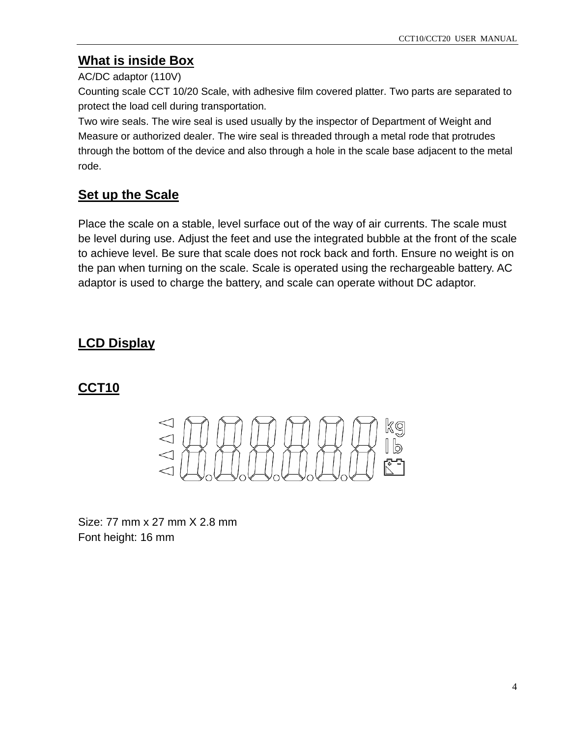## What is inside Box

AC/DC adaptor (110V)

Counting scale CCT 10/20 Scale, with adhesive film covered platter. Two parts are separated to protect the load cell during transportation.

Two wire seals. The wire seal is used usually by the inspector of Department of Weight and Measure or authorized dealer. The wire seal is threaded through a metal rode that protrudes through the bottom of the device and also through a hole in the scale base adjacent to the metal rode.

## Set up the Scale

Place the scale on a stable, level surface out of the way of air currents. The scale must be level during use. Adjust the feet and use the integrated bubble at the front of the scale to achieve level. Be sure that scale does not rock back and forth. Ensure no weight is on the pan when turning on the scale. Scale is operated using the rechargeable battery. AC adaptor is used to charge the battery, and scale can operate without DC adaptor.

## LCD Display

### CCT10

Size: 77 mm x 27 mm X 2.8 mm
Font height: 16 mm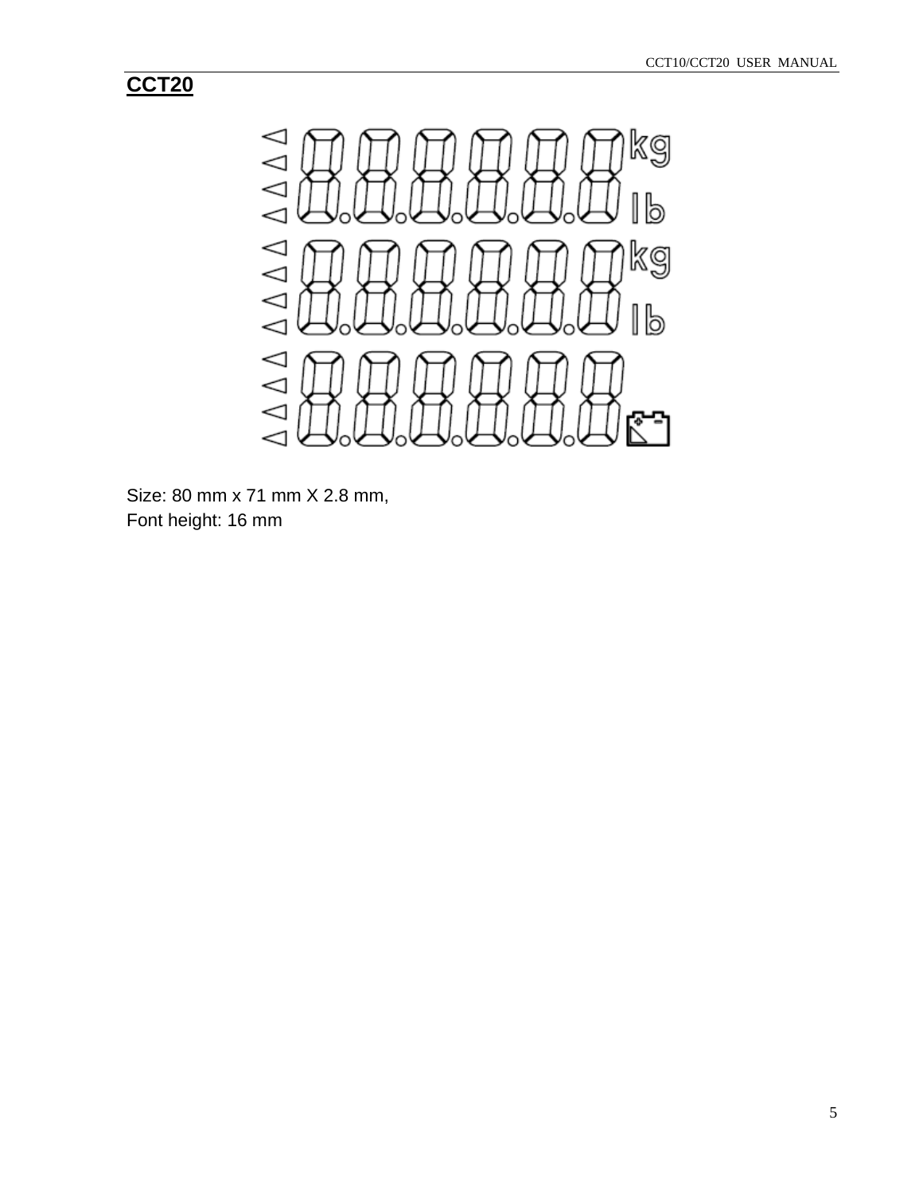## CCT20

Size: 80 mm x 71 mm X 2.8 mm,
Font height: 16 mm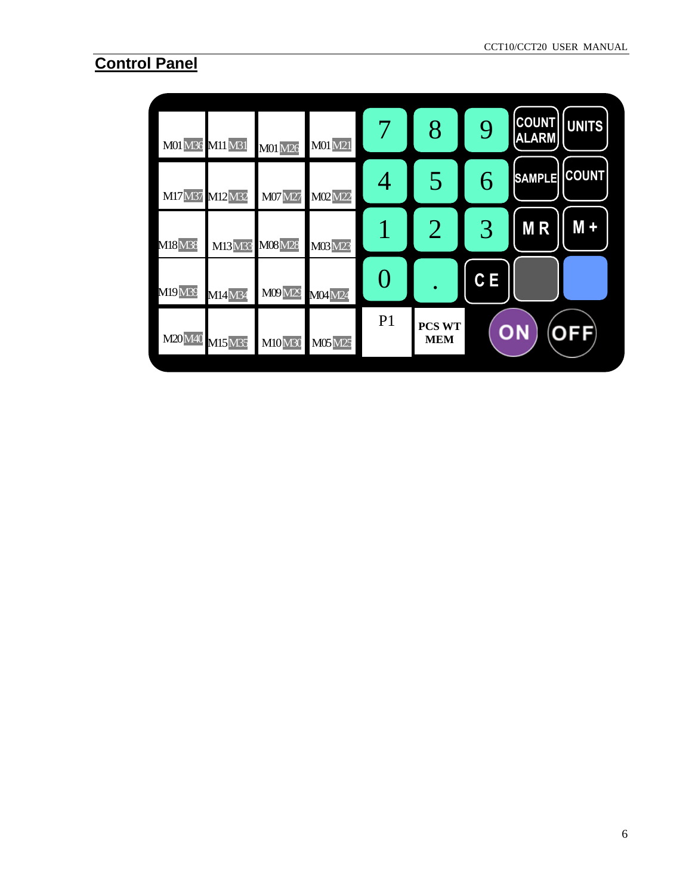## Control Panel

| M01 M36 | M11 M31 | M01 M26 | M01 M21 | 7 | 8 | 9 | COUNT ALARM | UNITS |
|---|---|---|---|---|---|---|---|---|
| M17 M37 | M12 M32 | M07 M27 | M02 M22 | 4 | 5 | 6 | SAMPLE | COUNT |
| M18 M38 | M13 M33 | M08 M28 | M03 M23 | 1 | 2 | 3 | M R | M + |
| M19 M39 | M14 M34 | M09 M29 | M04 M24 | 0 | . | C E | | |
| M20 M40 | M15 M35 | M10 M30 | M05 M25 | P1 | **PCS WT MEM** | | ON | OFF |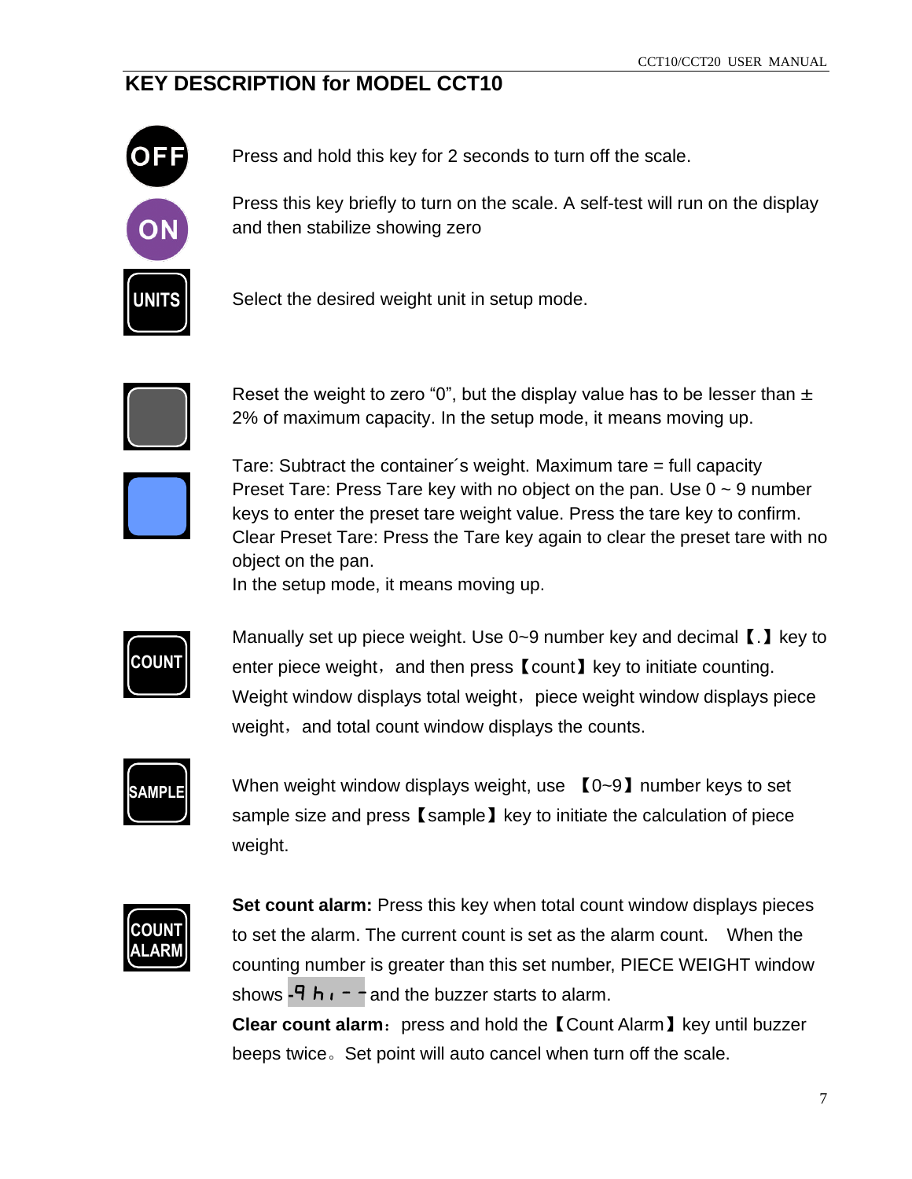## KEY DESCRIPTION for MODEL CCT10

| Key | Description |
|---|---|
| OFF | Press and hold this key for 2 seconds to turn off the scale. |
| ON | Press this key briefly to turn on the scale. A self-test will run on the display and then stabilize showing zero |
| UNITS | Select the desired weight unit in setup mode. |
| (grey key) | Reset the weight to zero “0”, but the display value has to be lesser than ± 2% of maximum capacity. In the setup mode, it means moving up. |
| (blue key) | Tare: Subtract the container´s weight. Maximum tare = full capacity<br>Preset Tare: Press Tare key with no object on the pan. Use 0 ~ 9 number keys to enter the preset tare weight value. Press the tare key to confirm.<br>Clear Preset Tare: Press the Tare key again to clear the preset tare with no object on the pan.<br>In the setup mode, it means moving up. |
| COUNT | Manually set up piece weight. Use 0~9 number key and decimal【.】key to enter piece weight， and then press【count】key to initiate counting. Weight window displays total weight， piece weight window displays piece weight， and total count window displays the counts. |
| SAMPLE | When weight window displays weight, use 【0~9】number keys to set sample size and press【sample】key to initiate the calculation of piece weight. |
| COUNT ALARM | **Set count alarm:** Press this key when total count window displays pieces to set the alarm. The current count is set as the alarm count. When the counting number is greater than this set number, PIECE WEIGHT window shows -9 hı - - and the buzzer starts to alarm.<br>**Clear count alarm**：press and hold the【Count Alarm】key until buzzer beeps twice。Set point will auto cancel when turn off the scale. |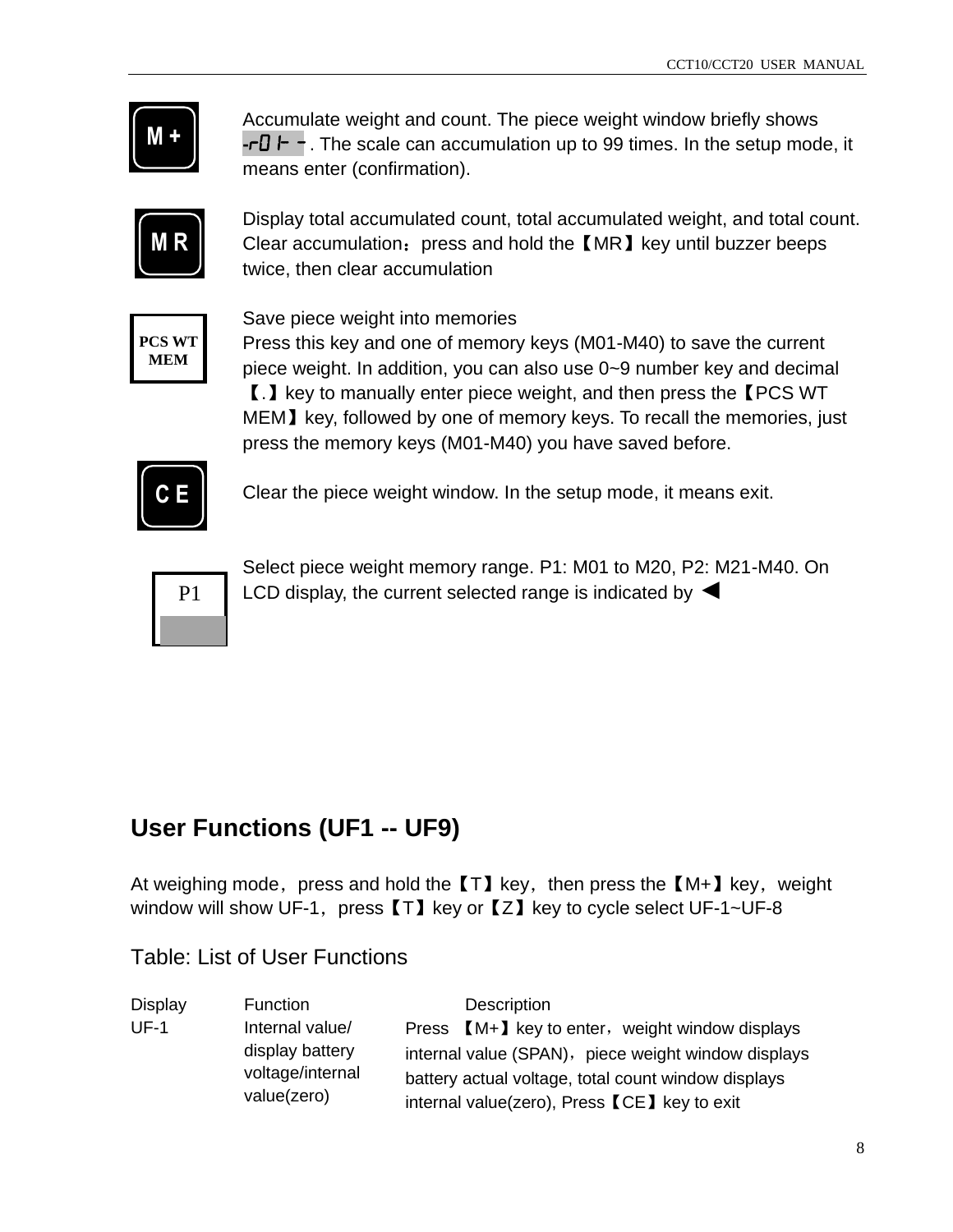**M +** Accumulate weight and count. The piece weight window briefly shows -r01- -. The scale can accumulation up to 99 times. In the setup mode, it means enter (confirmation).

**M R** Display total accumulated count, total accumulated weight, and total count. Clear accumulation：press and hold the【MR】key until buzzer beeps twice, then clear accumulation

**PCS WT MEM** Save piece weight into memories
Press this key and one of memory keys (M01-M40) to save the current piece weight. In addition, you can also use 0~9 number key and decimal【.】key to manually enter piece weight, and then press the【PCS WT MEM】key, followed by one of memory keys. To recall the memories, just press the memory keys (M01-M40) you have saved before.

**C E** Clear the piece weight window. In the setup mode, it means exit.

**P1** Select piece weight memory range. P1: M01 to M20, P2: M21-M40. On LCD display, the current selected range is indicated by ◄

## User Functions (UF1 -- UF9)

At weighing mode，press and hold the【T】key，then press the【M+】key，weight window will show UF-1，press【T】key or【Z】key to cycle select UF-1~UF-8

Table: List of User Functions

| Display | Function | Description |
| --- | --- | --- |
| UF-1 | Internal value/ display battery voltage/internal value(zero) | Press 【M+】key to enter，weight window displays internal value (SPAN)，piece weight window displays battery actual voltage, total count window displays internal value(zero), Press【CE】key to exit |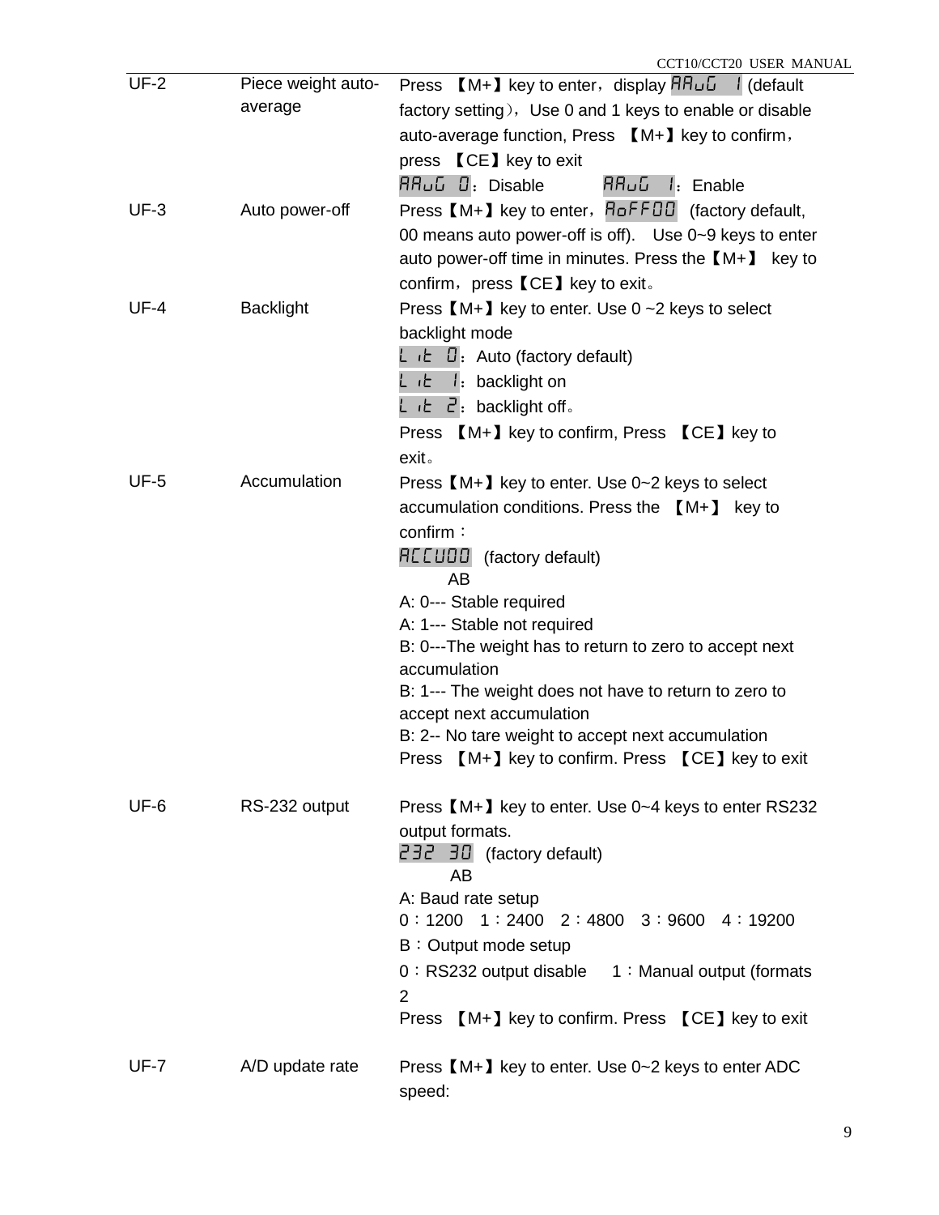| UF-2 | Piece weight auto-average | Press 【M+】key to enter，display AAuG 1 (default factory setting），Use 0 and 1 keys to enable or disable auto-average function, Press 【M+】key to confirm，press 【CE】key to exit<br>AAuG 0：Disable　　AAuG 1：Enable |
|---|---|---|
| UF-3 | Auto power-off | Press【M+】key to enter，AoFF00 (factory default, 00 means auto power-off is off). Use 0~9 keys to enter auto power-off time in minutes. Press the【M+】 key to confirm，press【CE】key to exit。 |
| UF-4 | Backlight | Press【M+】key to enter. Use 0 ~2 keys to select backlight mode<br>Lit 0：Auto (factory default)<br>Lit 1：backlight on<br>Lit 2：backlight off。<br>Press 【M+】key to confirm, Press 【CE】key to exit。 |
| UF-5 | Accumulation | Press【M+】key to enter. Use 0~2 keys to select accumulation conditions. Press the 【M+】 key to confirm：<br>ACCU00 (factory default)<br>AB<br>A: 0--- Stable required<br>A: 1--- Stable not required<br>B: 0---The weight has to return to zero to accept next accumulation<br>B: 1--- The weight does not have to return to zero to accept next accumulation<br>B: 2-- No tare weight to accept next accumulation<br>Press 【M+】key to confirm. Press 【CE】key to exit |
| UF-6 | RS-232 output | Press【M+】key to enter. Use 0~4 keys to enter RS232 output formats.<br>232 30 (factory default)<br>AB<br>A: Baud rate setup<br>0：1200　1：2400　2：4800　3：9600　4：19200<br>B：Output mode setup<br>0：RS232 output disable　1：Manual output (formats 2<br>Press 【M+】key to confirm. Press 【CE】key to exit |
| UF-7 | A/D update rate | Press【M+】key to enter. Use 0~2 keys to enter ADC speed: |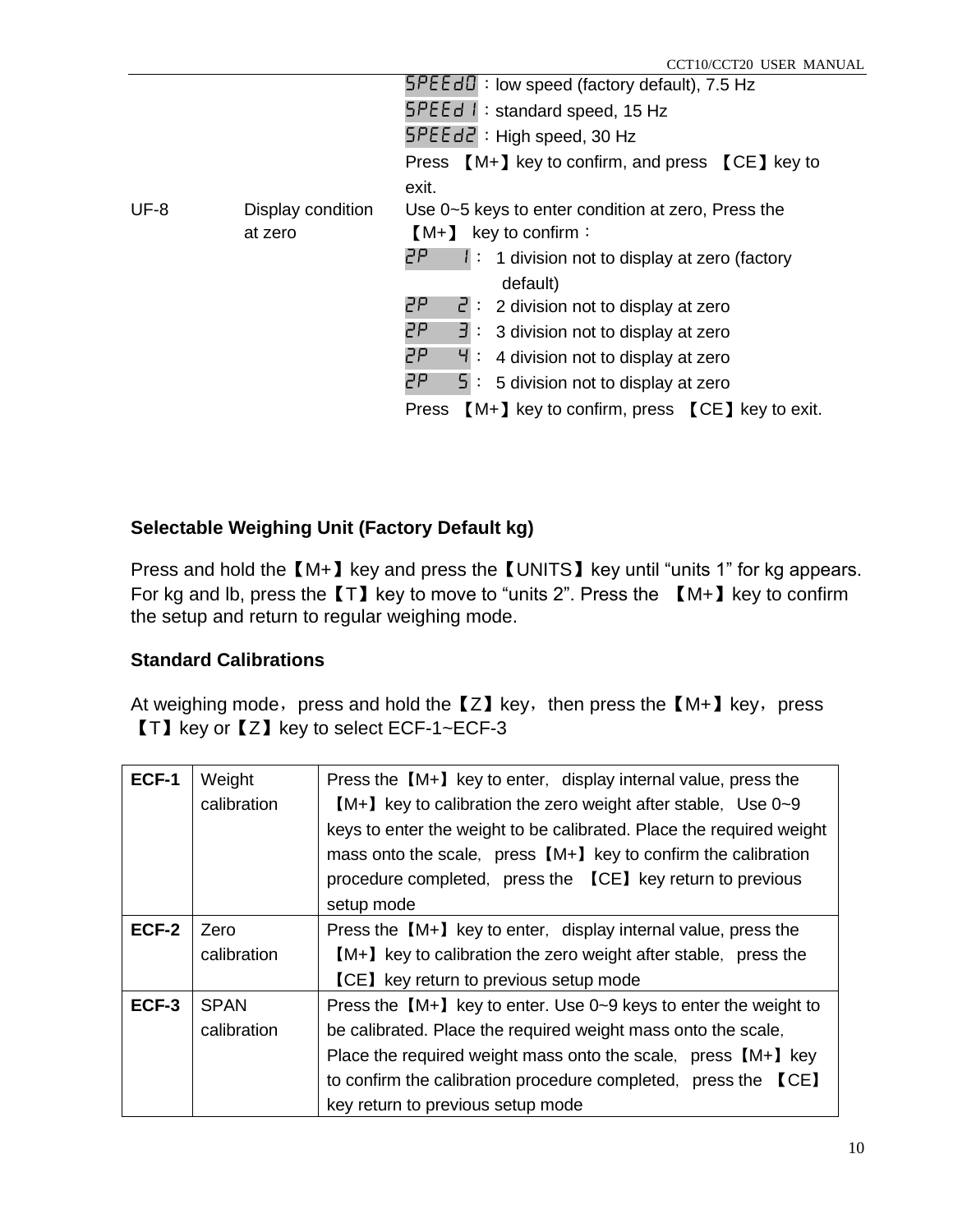| | | SPEEd0：low speed (factory default), 7.5 Hz<br>SPEEd1：standard speed, 15 Hz<br>SPEEd2：High speed, 30 Hz<br>Press 【M+】key to confirm, and press 【CE】key to exit. |
|---|---|---|
| UF-8 | Display condition at zero | Use 0~5 keys to enter condition at zero, Press the 【M+】 key to confirm：<br>ZP 1： 1 division not to display at zero (factory default)<br>ZP 2： 2 division not to display at zero<br>ZP 3： 3 division not to display at zero<br>ZP 4： 4 division not to display at zero<br>ZP 5： 5 division not to display at zero<br>Press 【M+】key to confirm, press 【CE】key to exit. |

**Selectable Weighing Unit (Factory Default kg)**

Press and hold the【M+】key and press the【UNITS】key until "units 1" for kg appears. For kg and lb, press the【T】key to move to "units 2". Press the 【M+】key to confirm the setup and return to regular weighing mode.

**Standard Calibrations**

At weighing mode，press and hold the【Z】key，then press the【M+】key，press【T】key or【Z】key to select ECF-1~ECF-3

| **ECF-1** | Weight calibration | Press the【M+】key to enter, display internal value, press the 【M+】key to calibration the zero weight after stable, Use 0~9 keys to enter the weight to be calibrated. Place the required weight mass onto the scale, press【M+】key to confirm the calibration procedure completed, press the 【CE】key return to previous setup mode |
|---|---|---|
| **ECF-2** | Zero calibration | Press the【M+】key to enter, display internal value, press the 【M+】key to calibration the zero weight after stable, press the 【CE】key return to previous setup mode |
| **ECF-3** | SPAN calibration | Press the【M+】key to enter. Use 0~9 keys to enter the weight to be calibrated. Place the required weight mass onto the scale, Place the required weight mass onto the scale, press【M+】key to confirm the calibration procedure completed, press the 【CE】key return to previous setup mode |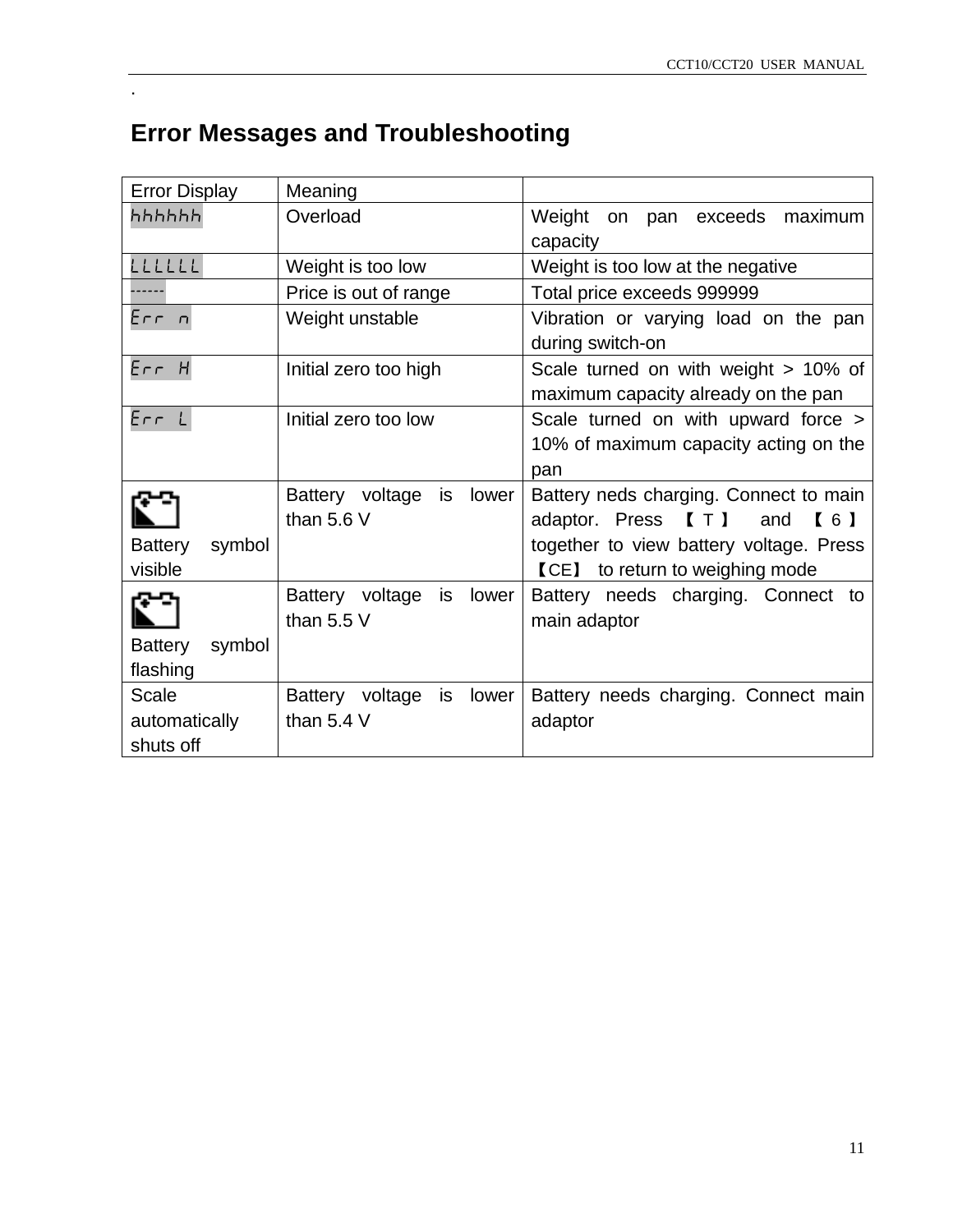.

## Error Messages and Troubleshooting

| Error Display | Meaning | |
|---|---|---|
| hhhhhh | Overload | Weight on pan exceeds maximum capacity |
| LLLLLL | Weight is too low | Weight is too low at the negative |
| ------ | Price is out of range | Total price exceeds 999999 |
| Err n | Weight unstable | Vibration or varying load on the pan during switch-on |
| Err H | Initial zero too high | Scale turned on with weight > 10% of maximum capacity already on the pan |
| Err L | Initial zero too low | Scale turned on with upward force > 10% of maximum capacity acting on the pan |
| Battery symbol visible | Battery voltage is lower than 5.6 V | Battery neds charging. Connect to main adaptor. Press 【T】 and 【6】 together to view battery voltage. Press 【CE】 to return to weighing mode |
| Battery symbol flashing | Battery voltage is lower than 5.5 V | Battery needs charging. Connect to main adaptor |
| Scale automatically shuts off | Battery voltage is lower than 5.4 V | Battery needs charging. Connect main adaptor |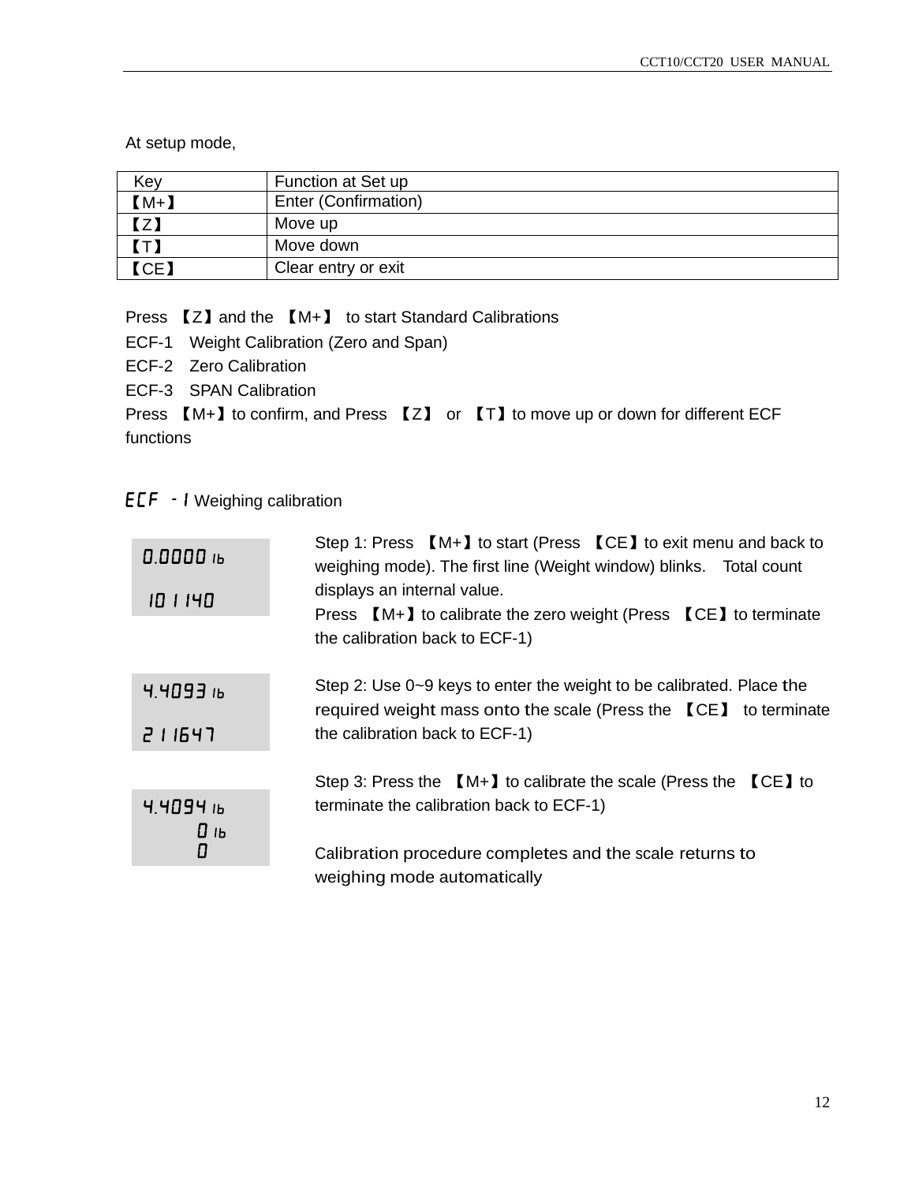At setup mode,

| Key | Function at Set up |
| --- | --- |
| 【M+】 | Enter (Confirmation) |
| 【Z】 | Move up |
| 【T】 | Move down |
| 【CE】 | Clear entry or exit |

Press 【Z】and the 【M+】 to start Standard Calibrations

ECF-1 Weight Calibration (Zero and Span)

ECF-2 Zero Calibration

ECF-3 SPAN Calibration

Press 【M+】to confirm, and Press 【Z】 or 【T】to move up or down for different ECF functions

ECF -1 Weighing calibration

| Display | Procedure |
| --- | --- |
| 0.0000 lb<br>101140 | Step 1: Press 【M+】to start (Press 【CE】to exit menu and back to weighing mode). The first line (Weight window) blinks. Total count displays an internal value.<br>Press 【M+】to calibrate the zero weight (Press 【CE】to terminate the calibration back to ECF-1) |
| 4.4093 lb<br>211647 | Step 2: Use 0~9 keys to enter the weight to be calibrated. Place the required weight mass onto the scale (Press the 【CE】 to terminate the calibration back to ECF-1) |
| 4.4094 lb<br>0 lb<br>0 | Step 3: Press the 【M+】to calibrate the scale (Press the 【CE】to terminate the calibration back to ECF-1)<br><br>Calibration procedure completes and the scale returns to weighing mode automatically |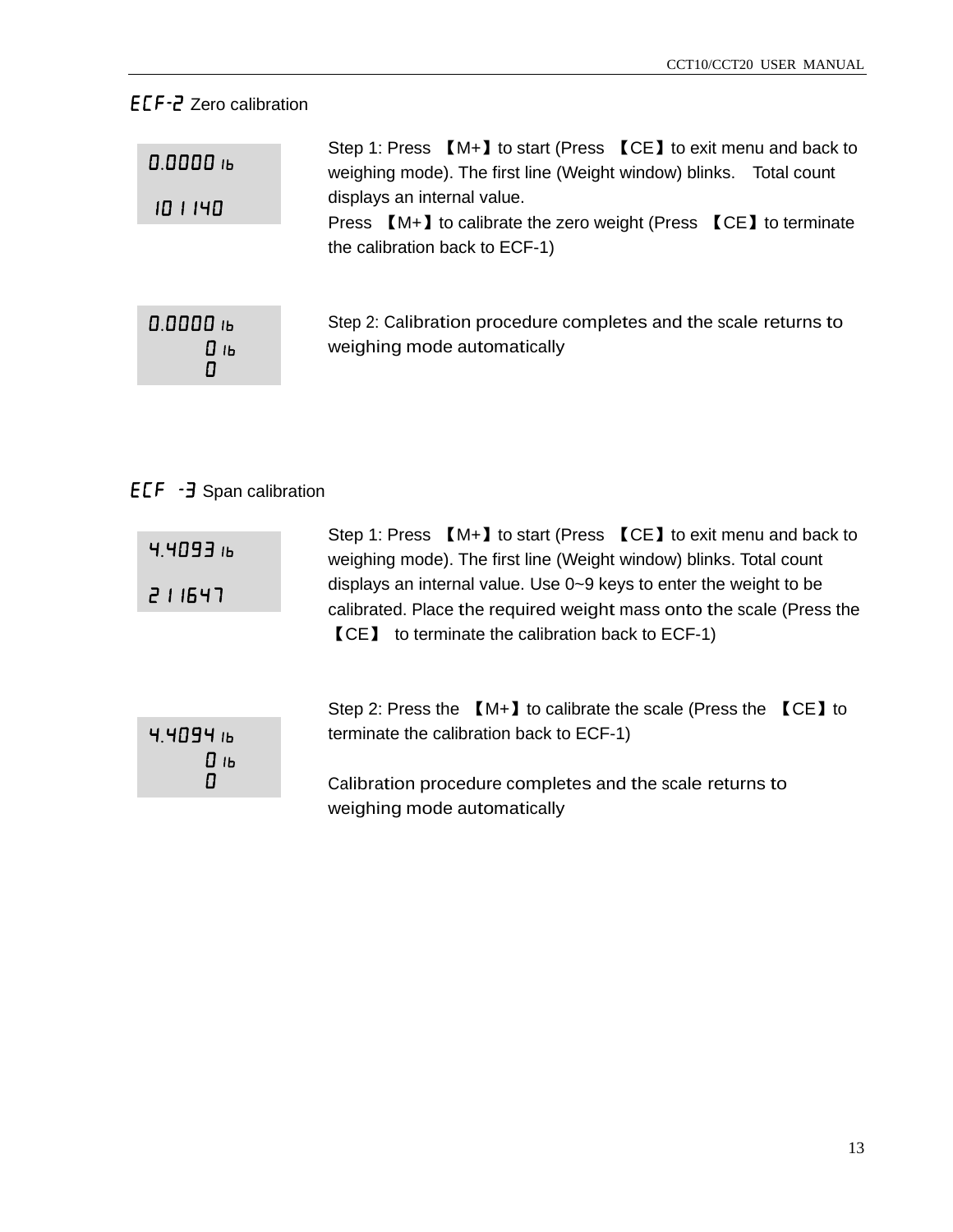## ECF-2 Zero calibration

| Display | Description |
| --- | --- |
| 0.0000 lb<br>101140 | Step 1: Press 【M+】to start (Press 【CE】to exit menu and back to weighing mode). The first line (Weight window) blinks. Total count displays an internal value.<br>Press 【M+】to calibrate the zero weight (Press 【CE】to terminate the calibration back to ECF-1) |
| 0.0000 lb<br>0 lb<br>0 | Step 2: Calibration procedure completes and the scale returns to weighing mode automatically |

## ECF -3 Span calibration

| Display | Description |
| --- | --- |
| 4.4093 lb<br>211647 | Step 1: Press 【M+】to start (Press 【CE】to exit menu and back to weighing mode). The first line (Weight window) blinks. Total count displays an internal value. Use 0~9 keys to enter the weight to be calibrated. Place the required weight mass onto the scale (Press the 【CE】 to terminate the calibration back to ECF-1) |
| 4.4094 lb<br>0 lb<br>0 | Step 2: Press the 【M+】to calibrate the scale (Press the 【CE】to terminate the calibration back to ECF-1)<br><br>Calibration procedure completes and the scale returns to weighing mode automatically |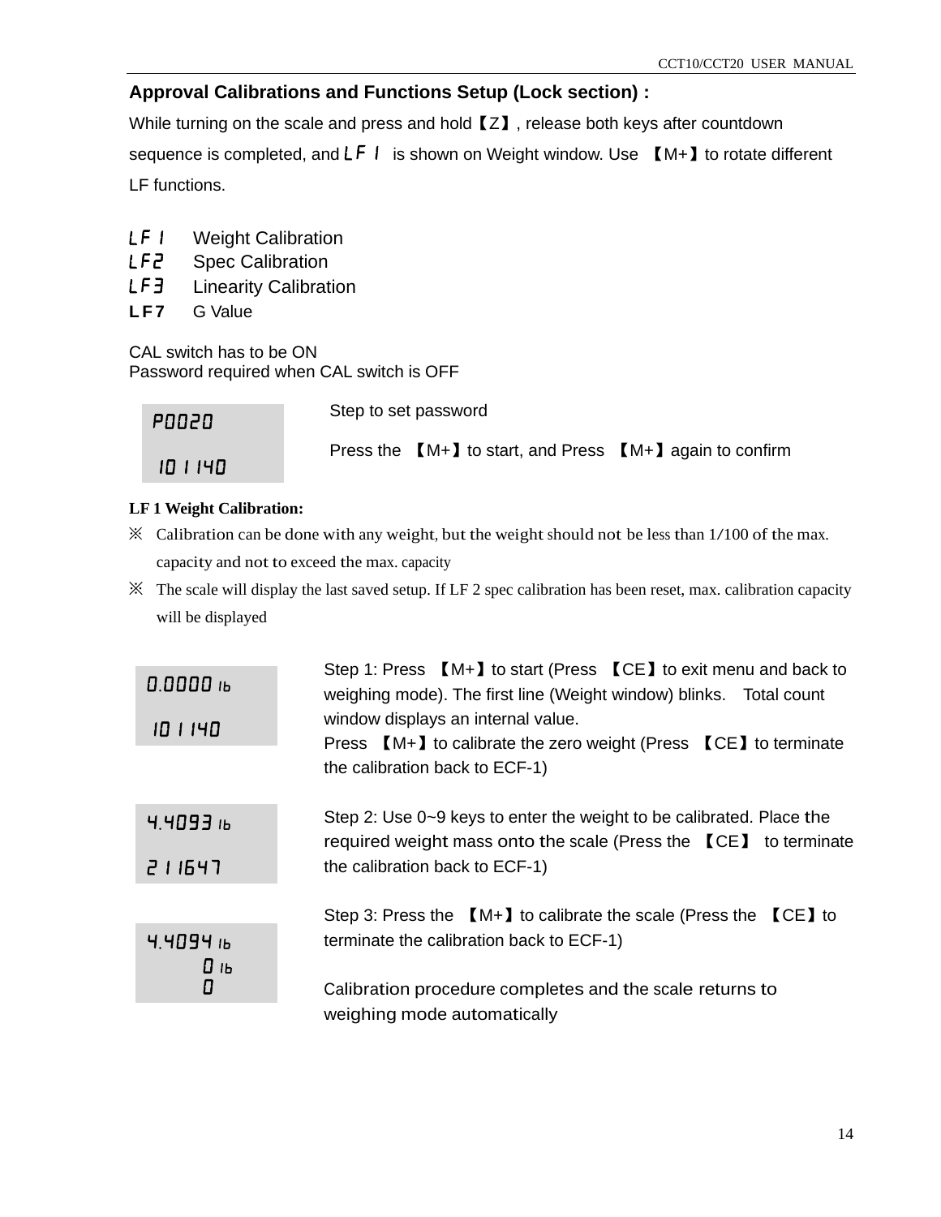## Approval Calibrations and Functions Setup (Lock section) :

While turning on the scale and press and hold【Z】, release both keys after countdown sequence is completed, and LF 1 is shown on Weight window. Use 【M+】to rotate different LF functions.

- **LF 1** Weight Calibration
- **LF2** Spec Calibration
- **LF3** Linearity Calibration
- **LF7** G Value

CAL switch has to be ON
Password required when CAL switch is OFF

| Display | Description |
|---|---|
| P0020<br>101140 | Step to set password<br><br>Press the 【M+】to start, and Press 【M+】again to confirm |

**LF 1 Weight Calibration:**

※ Calibration can be done with any weight, but the weight should not be less than 1/100 of the max. capacity and not to exceed the max. capacity

※ The scale will display the last saved setup. If LF 2 spec calibration has been reset, max. calibration capacity will be displayed

| Display | Description |
|---|---|
| 0.0000 lb<br>101140 | Step 1: Press 【M+】to start (Press 【CE】to exit menu and back to weighing mode). The first line (Weight window) blinks. Total count window displays an internal value.<br>Press 【M+】to calibrate the zero weight (Press 【CE】to terminate the calibration back to ECF-1) |
| 4.4093 lb<br>211647 | Step 2: Use 0~9 keys to enter the weight to be calibrated. Place the required weight mass onto the scale (Press the 【CE】 to terminate the calibration back to ECF-1) |
| 4.4094 lb<br>0 lb<br>0 | Step 3: Press the 【M+】to calibrate the scale (Press the 【CE】to terminate the calibration back to ECF-1)<br><br>Calibration procedure completes and the scale returns to weighing mode automatically |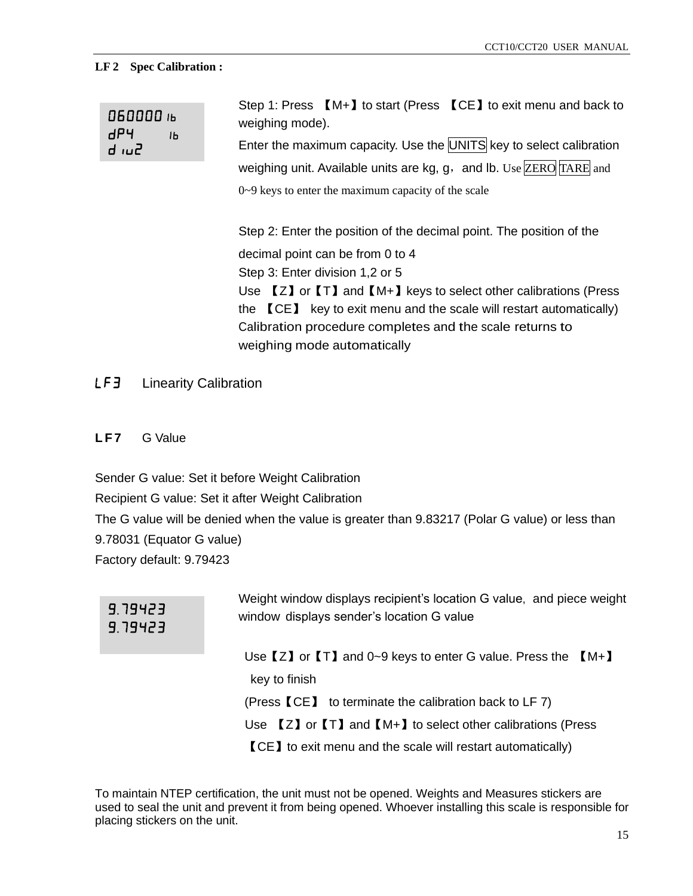**LF 2 Spec Calibration :**

060000 lb
dP4 lb
d iu2

Step 1: Press 【M+】to start (Press 【CE】to exit menu and back to weighing mode).

Enter the maximum capacity. Use the UNITS key to select calibration weighing unit. Available units are kg, g，and lb. Use ZERO TARE and 0~9 keys to enter the maximum capacity of the scale

Step 2: Enter the position of the decimal point. The position of the decimal point can be from 0 to 4

Step 3: Enter division 1,2 or 5

Use 【Z】or【T】and【M+】keys to select other calibrations (Press the 【CE】 key to exit menu and the scale will restart automatically) Calibration procedure completes and the scale returns to weighing mode automatically

**LF3** Linearity Calibration

**LF7** G Value

Sender G value: Set it before Weight Calibration

Recipient G value: Set it after Weight Calibration

The G value will be denied when the value is greater than 9.83217 (Polar G value) or less than 9.78031 (Equator G value)

Factory default: 9.79423

9.79423
9.79423

Weight window displays recipient's location G value, and piece weight window displays sender's location G value

Use【Z】or【T】and 0~9 keys to enter G value. Press the 【M+】 key to finish

(Press【CE】 to terminate the calibration back to LF 7)

Use 【Z】or【T】and【M+】to select other calibrations (Press 【CE】to exit menu and the scale will restart automatically)

To maintain NTEP certification, the unit must not be opened. Weights and Measures stickers are used to seal the unit and prevent it from being opened. Whoever installing this scale is responsible for placing stickers on the unit.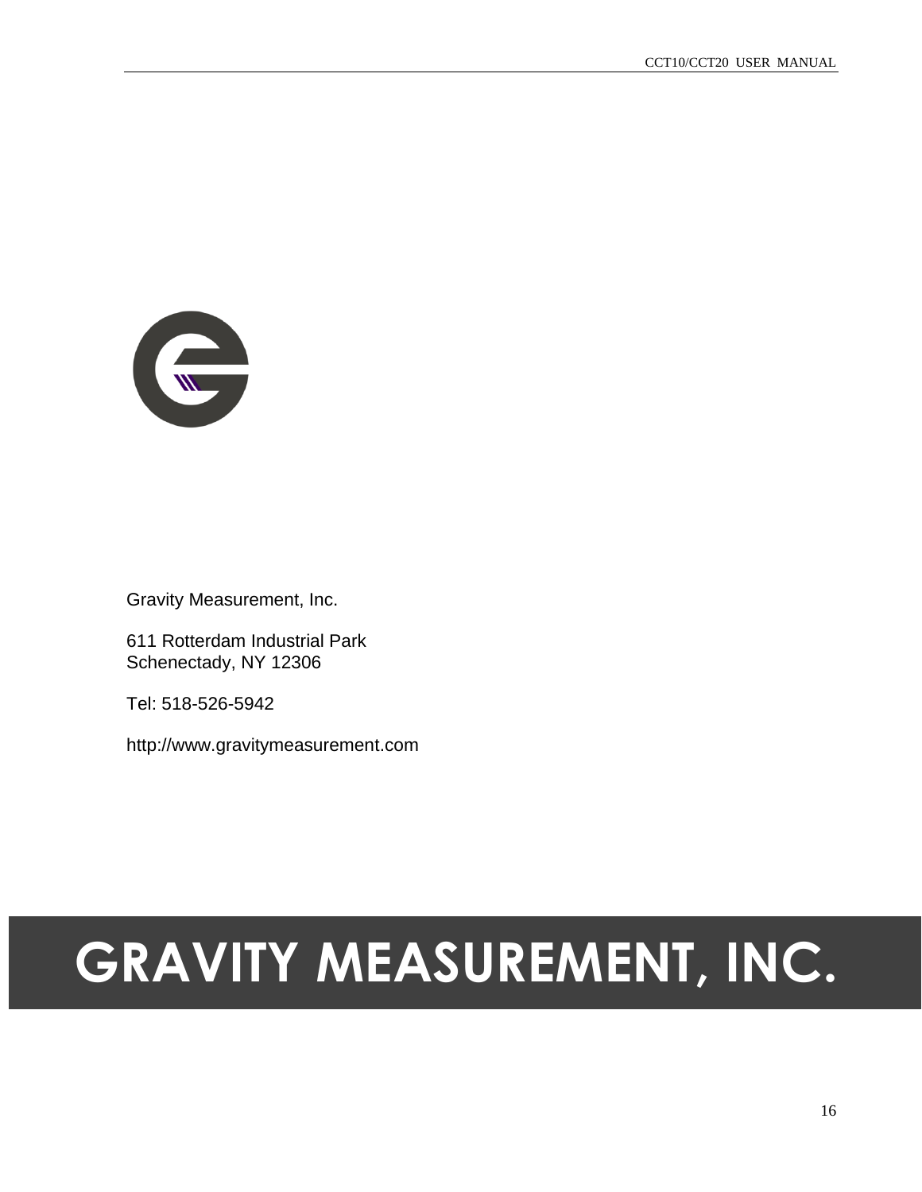Gravity Measurement, Inc.

611 Rotterdam Industrial Park
Schenectady, NY 12306

Tel: 518-526-5942

http://www.gravitymeasurement.com

**GRAVITY MEASUREMENT, INC.**